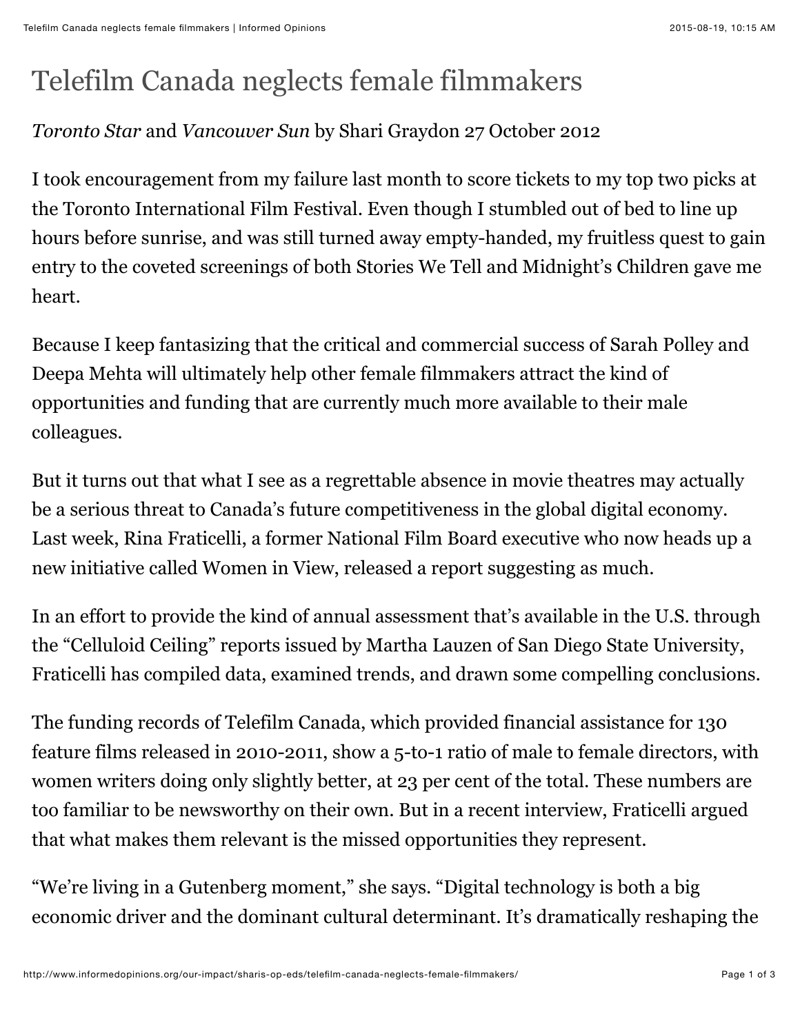# Telefilm Canada neglects female filmmakers

*Toronto Star* and *Vancouver Sun* by Shari Graydon 27 October 2012

I took encouragement from my failure last month to score tickets to my top two picks at the Toronto International Film Festival. Even though I stumbled out of bed to line up hours before sunrise, and was still turned away empty-handed, my fruitless quest to gain entry to the coveted screenings of both Stories We Tell and Midnight's Children gave me heart.

Because I keep fantasizing that the critical and commercial success of Sarah Polley and Deepa Mehta will ultimately help other female filmmakers attract the kind of opportunities and funding that are currently much more available to their male colleagues.

But it turns out that what I see as a regrettable absence in movie theatres may actually be a serious threat to Canada's future competitiveness in the global digital economy. Last week, Rina Fraticelli, a former National Film Board executive who now heads up a new initiative called Women in View, released a report suggesting as much.

In an effort to provide the kind of annual assessment that's available in the U.S. through the "Celluloid Ceiling" reports issued by Martha Lauzen of San Diego State University, Fraticelli has compiled data, examined trends, and drawn some compelling conclusions.

The funding records of Telefilm Canada, which provided financial assistance for 130 feature films released in 2010-2011, show a 5-to-1 ratio of male to female directors, with women writers doing only slightly better, at 23 per cent of the total. These numbers are too familiar to be newsworthy on their own. But in a recent interview, Fraticelli argued that what makes them relevant is the missed opportunities they represent.

"We're living in a Gutenberg moment," she says. "Digital technology is both a big economic driver and the dominant cultural determinant. It's dramatically reshaping the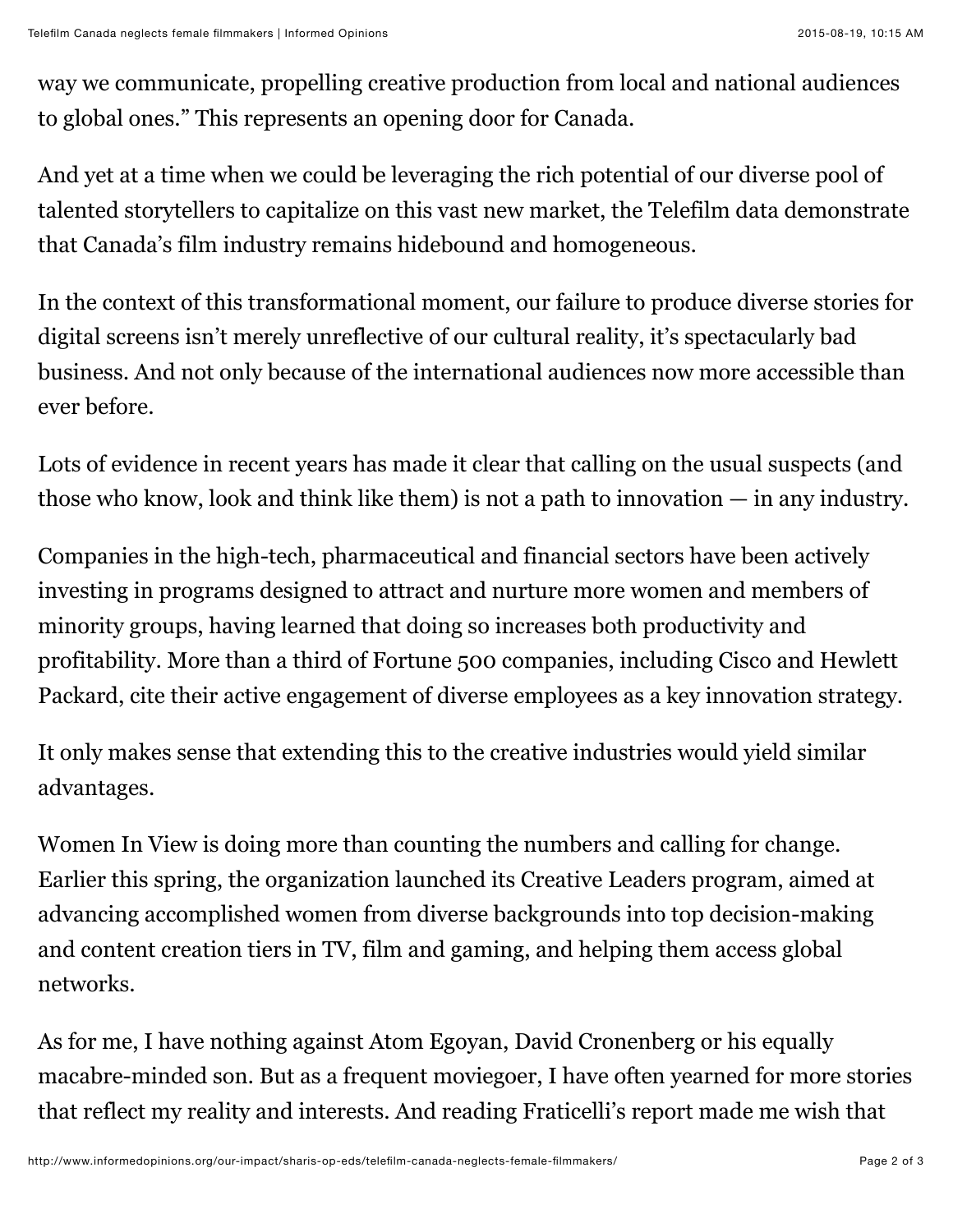way we communicate, propelling creative production from local and national audiences to global ones." This represents an opening door for Canada.

And yet at a time when we could be leveraging the rich potential of our diverse pool of talented storytellers to capitalize on this vast new market, the Telefilm data demonstrate that Canada's film industry remains hidebound and homogeneous.

In the context of this transformational moment, our failure to produce diverse stories for digital screens isn't merely unreflective of our cultural reality, it's spectacularly bad business. And not only because of the international audiences now more accessible than ever before.

Lots of evidence in recent years has made it clear that calling on the usual suspects (and those who know, look and think like them) is not a path to innovation — in any industry.

Companies in the high-tech, pharmaceutical and financial sectors have been actively investing in programs designed to attract and nurture more women and members of minority groups, having learned that doing so increases both productivity and profitability. More than a third of Fortune 500 companies, including Cisco and Hewlett Packard, cite their active engagement of diverse employees as a key innovation strategy.

It only makes sense that extending this to the creative industries would yield similar advantages.

Women In View is doing more than counting the numbers and calling for change. Earlier this spring, the organization launched its Creative Leaders program, aimed at advancing accomplished women from diverse backgrounds into top decision-making and content creation tiers in TV, film and gaming, and helping them access global networks.

As for me, I have nothing against Atom Egoyan, David Cronenberg or his equally macabre-minded son. But as a frequent moviegoer, I have often yearned for more stories that reflect my reality and interests. And reading Fraticelli's report made me wish that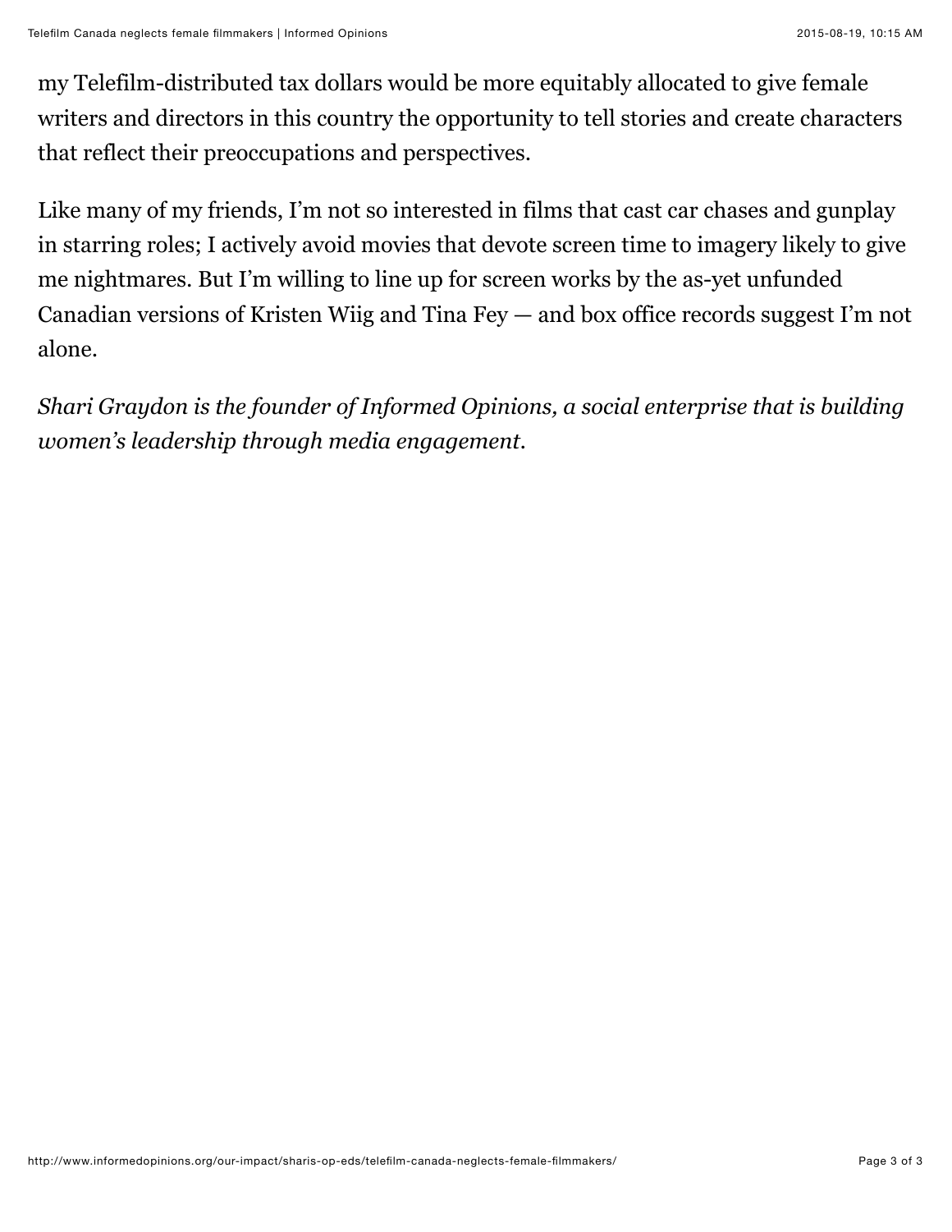my Telefilm-distributed tax dollars would be more equitably allocated to give female writers and directors in this country the opportunity to tell stories and create characters that reflect their preoccupations and perspectives.

Like many of my friends, I'm not so interested in films that cast car chases and gunplay in starring roles; I actively avoid movies that devote screen time to imagery likely to give me nightmares. But I'm willing to line up for screen works by the as-yet unfunded Canadian versions of Kristen Wiig and Tina Fey — and box office records suggest I'm not alone.

*Shari Graydon is the founder of Informed Opinions, a social enterprise that is building women's leadership through media engagement.*